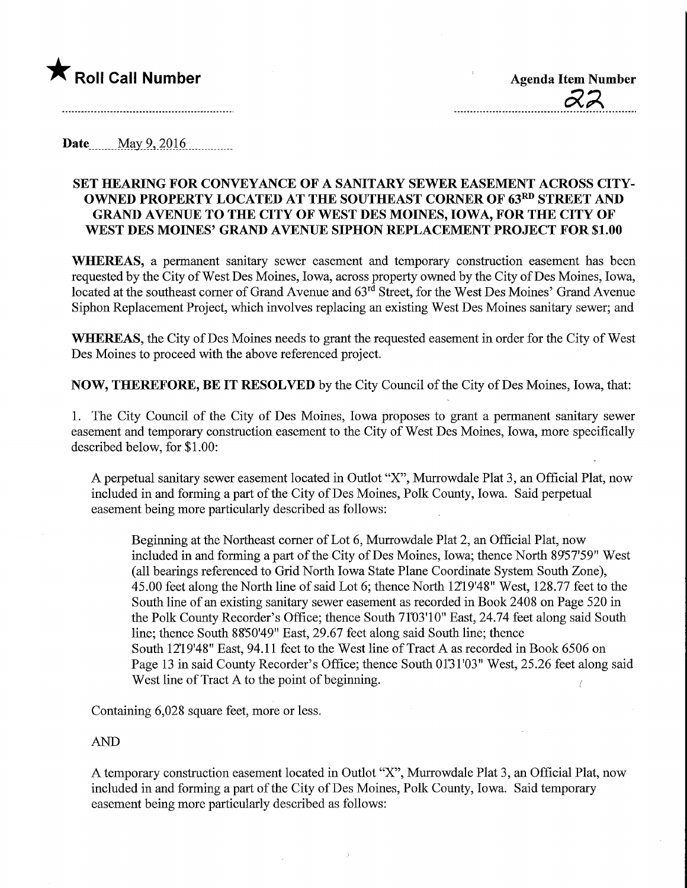★ **Roll Call Number**

**Agenda Item Number**

22

**Date** May 9, 2016

**SET HEARING FOR CONVEYANCE OF A SANITARY SEWER EASEMENT ACROSS CITY-OWNED PROPERTY LOCATED AT THE SOUTHEAST CORNER OF 63RD STREET AND GRAND AVENUE TO THE CITY OF WEST DES MOINES, IOWA, FOR THE CITY OF WEST DES MOINES' GRAND AVENUE SIPHON REPLACEMENT PROJECT FOR $1.00**

**WHEREAS,** a permanent sanitary sewer easement and temporary construction easement has been requested by the City of West Des Moines, Iowa, across property owned by the City of Des Moines, Iowa, located at the southeast corner of Grand Avenue and 63rd Street, for the West Des Moines' Grand Avenue Siphon Replacement Project, which involves replacing an existing West Des Moines sanitary sewer; and

**WHEREAS,** the City of Des Moines needs to grant the requested easement in order for the City of West Des Moines to proceed with the above referenced project.

**NOW, THEREFORE, BE IT RESOLVED** by the City Council of the City of Des Moines, Iowa, that:

1. The City Council of the City of Des Moines, Iowa proposes to grant a permanent sanitary sewer easement and temporary construction easement to the City of West Des Moines, Iowa, more specifically described below, for $1.00:

A perpetual sanitary sewer easement located in Outlot "X", Murrowdale Plat 3, an Official Plat, now included in and forming a part of the City of Des Moines, Polk County, Iowa. Said perpetual easement being more particularly described as follows:

> Beginning at the Northeast corner of Lot 6, Murrowdale Plat 2, an Official Plat, now included in and forming a part of the City of Des Moines, Iowa; thence North 89°57'59" West (all bearings referenced to Grid North Iowa State Plane Coordinate System South Zone), 45.00 feet along the North line of said Lot 6; thence North 12°19'48" West, 128.77 feet to the South line of an existing sanitary sewer easement as recorded in Book 2408 on Page 520 in the Polk County Recorder's Office; thence South 71°03'10" East, 24.74 feet along said South line; thence South 88°50'49" East, 29.67 feet along said South line; thence South 12°19'48" East, 94.11 feet to the West line of Tract A as recorded in Book 6506 on Page 13 in said County Recorder's Office; thence South 01°31'03" West, 25.26 feet along said West line of Tract A to the point of beginning.

Containing 6,028 square feet, more or less.

AND

A temporary construction easement located in Outlot "X", Murrowdale Plat 3, an Official Plat, now included in and forming a part of the City of Des Moines, Polk County, Iowa. Said temporary easement being more particularly described as follows: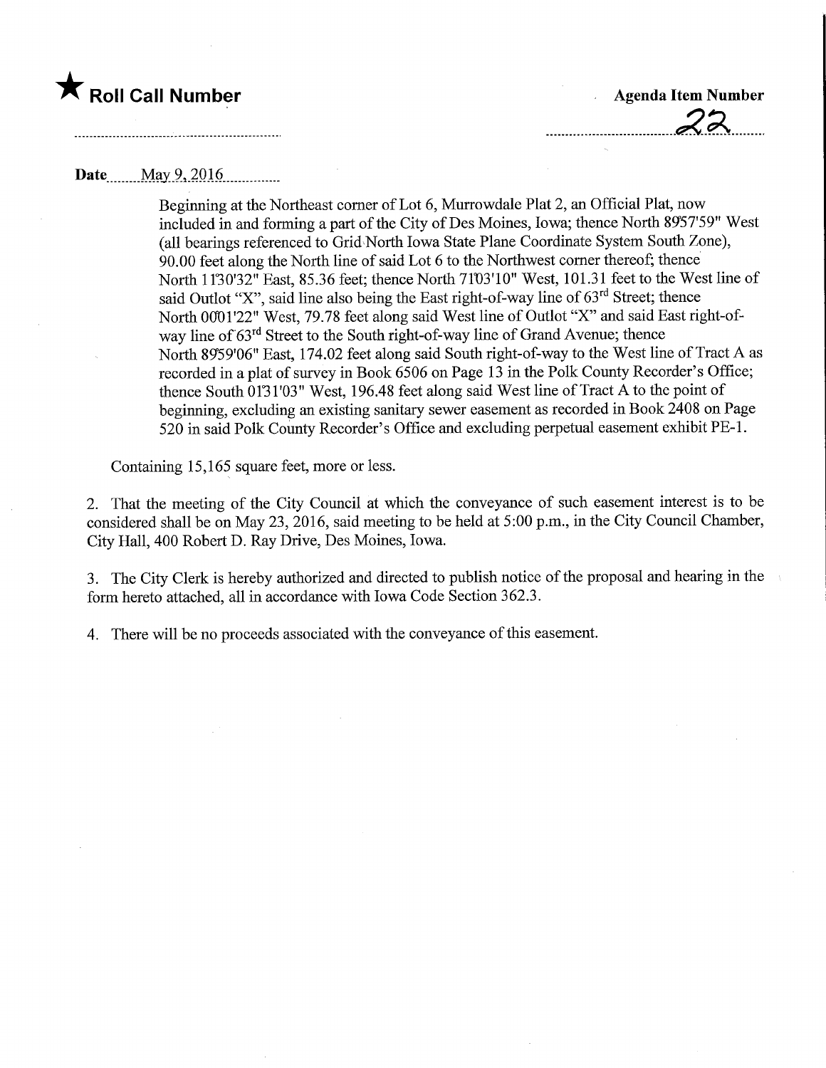★ **Roll Call Number**

**Agenda Item Number**

22

**Date** May 9, 2016

Beginning at the Northeast corner of Lot 6, Murrowdale Plat 2, an Official Plat, now included in and forming a part of the City of Des Moines, Iowa; thence North 89°57'59" West (all bearings referenced to Grid North Iowa State Plane Coordinate System South Zone), 90.00 feet along the North line of said Lot 6 to the Northwest corner thereof; thence North 11°30'32" East, 85.36 feet; thence North 71°03'10" West, 101.31 feet to the West line of said Outlot "X", said line also being the East right-of-way line of 63rd Street; thence North 00°01'22" West, 79.78 feet along said West line of Outlot "X" and said East right-of-way line of 63rd Street to the South right-of-way line of Grand Avenue; thence North 89°59'06" East, 174.02 feet along said South right-of-way to the West line of Tract A as recorded in a plat of survey in Book 6506 on Page 13 in the Polk County Recorder's Office; thence South 01°31'03" West, 196.48 feet along said West line of Tract A to the point of beginning, excluding an existing sanitary sewer easement as recorded in Book 2408 on Page 520 in said Polk County Recorder's Office and excluding perpetual easement exhibit PE-1.

Containing 15,165 square feet, more or less.

2. That the meeting of the City Council at which the conveyance of such easement interest is to be considered shall be on May 23, 2016, said meeting to be held at 5:00 p.m., in the City Council Chamber, City Hall, 400 Robert D. Ray Drive, Des Moines, Iowa.

3. The City Clerk is hereby authorized and directed to publish notice of the proposal and hearing in the form hereto attached, all in accordance with Iowa Code Section 362.3.

4. There will be no proceeds associated with the conveyance of this easement.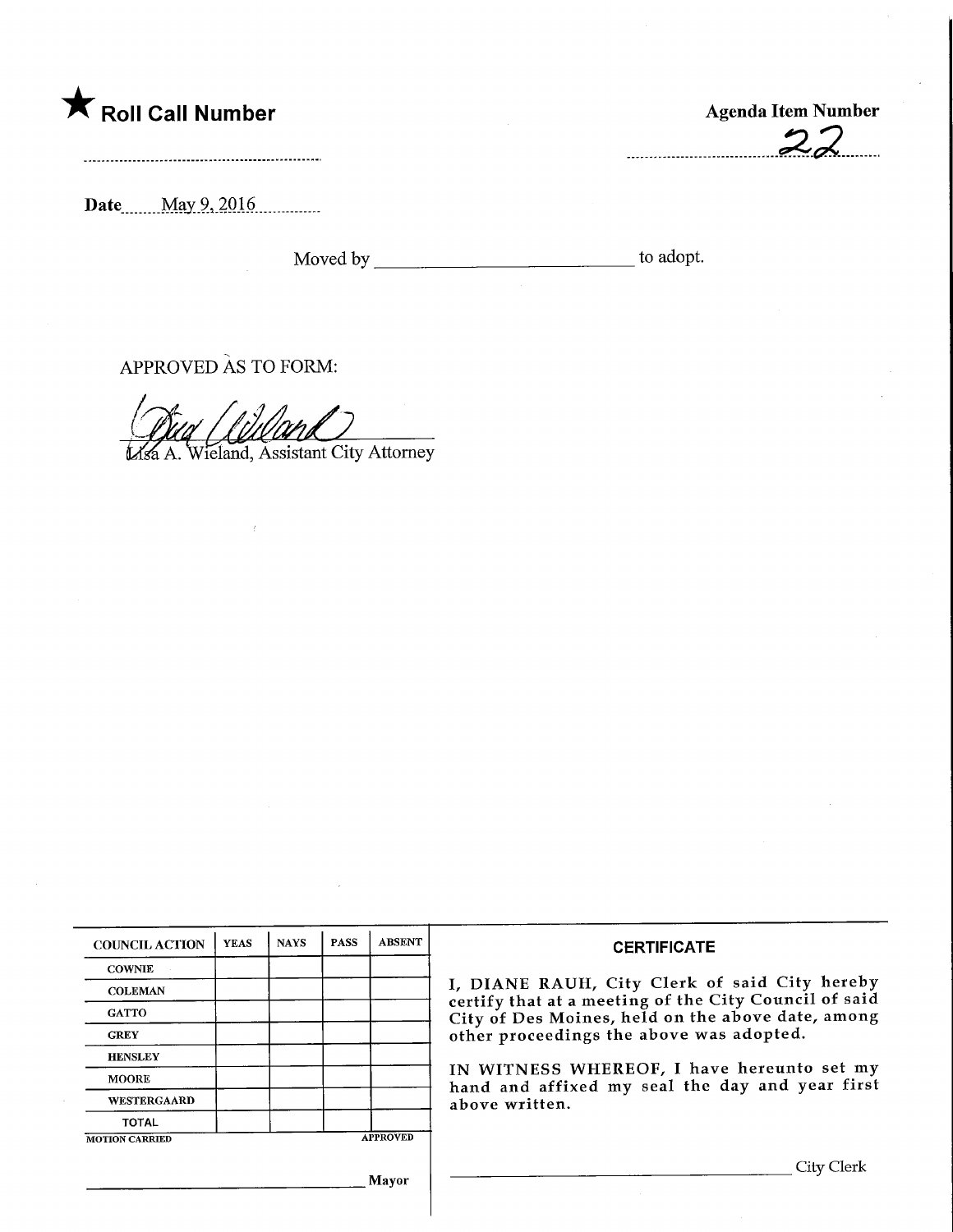★ **Roll Call Number**

**Agenda Item Number**

22

**Date** May 9, 2016

Moved by ______________________ to adopt.

APPROVED AS TO FORM:

Lisa A. Wieland, Assistant City Attorney

| COUNCIL ACTION | YEAS | NAYS | PASS | ABSENT |
|---|---|---|---|---|
| COWNIE | | | | |
| COLEMAN | | | | |
| GATTO | | | | |
| GREY | | | | |
| HENSLEY | | | | |
| MOORE | | | | |
| WESTERGAARD | | | | |
| TOTAL | | | | |
| MOTION CARRIED | | | | APPROVED |

______________________ Mayor

**CERTIFICATE**

I, DIANE RAUH, City Clerk of said City hereby certify that at a meeting of the City Council of said City of Des Moines, held on the above date, among other proceedings the above was adopted.

IN WITNESS WHEREOF, I have hereunto set my hand and affixed my seal the day and year first above written.

______________________ City Clerk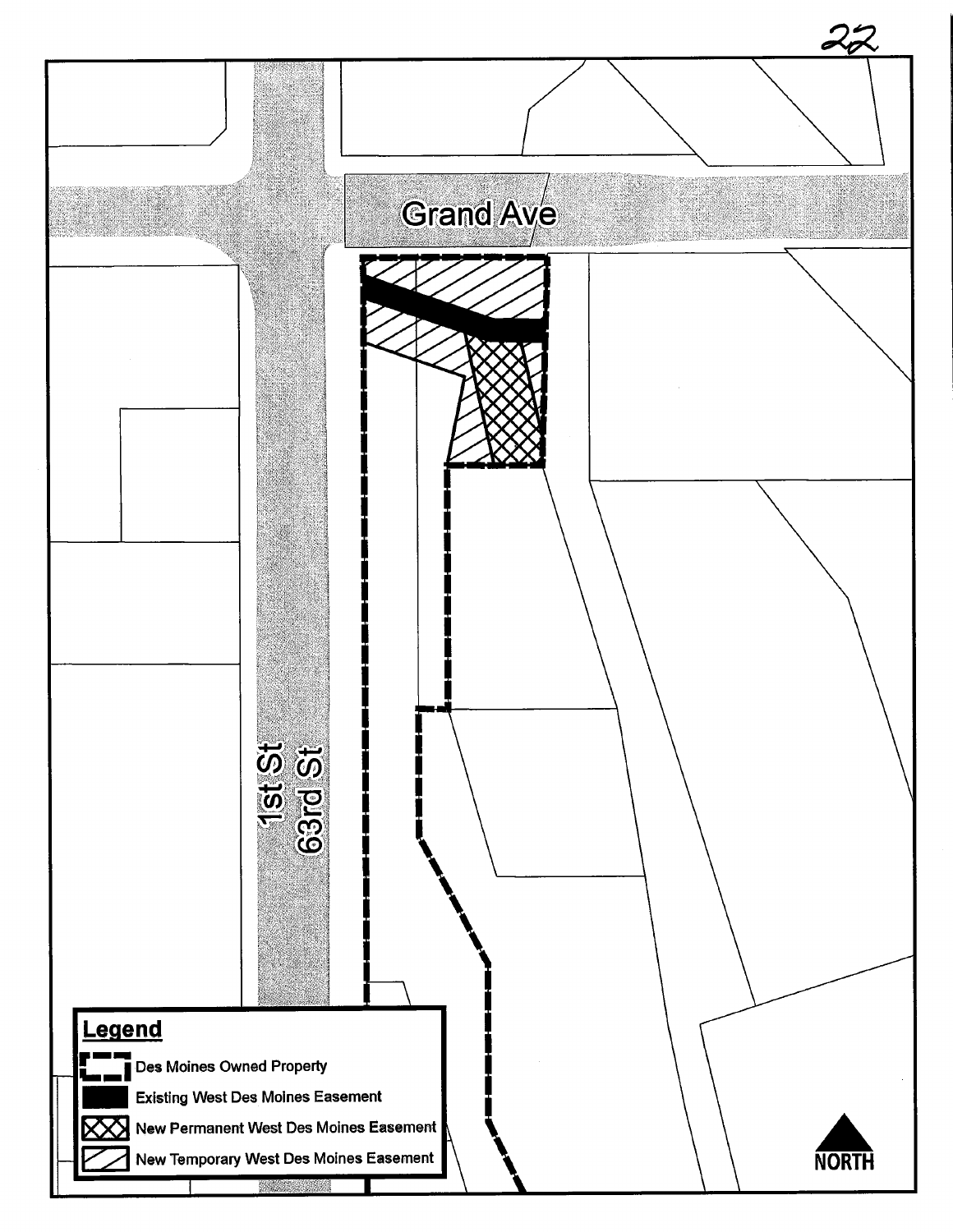Grand Ave

1st St

63rd St

**Legend**

Des Moines Owned Property

Existing West Des Moines Easement

New Permanent West Des Moines Easement

New Temporary West Des Moines Easement

NORTH